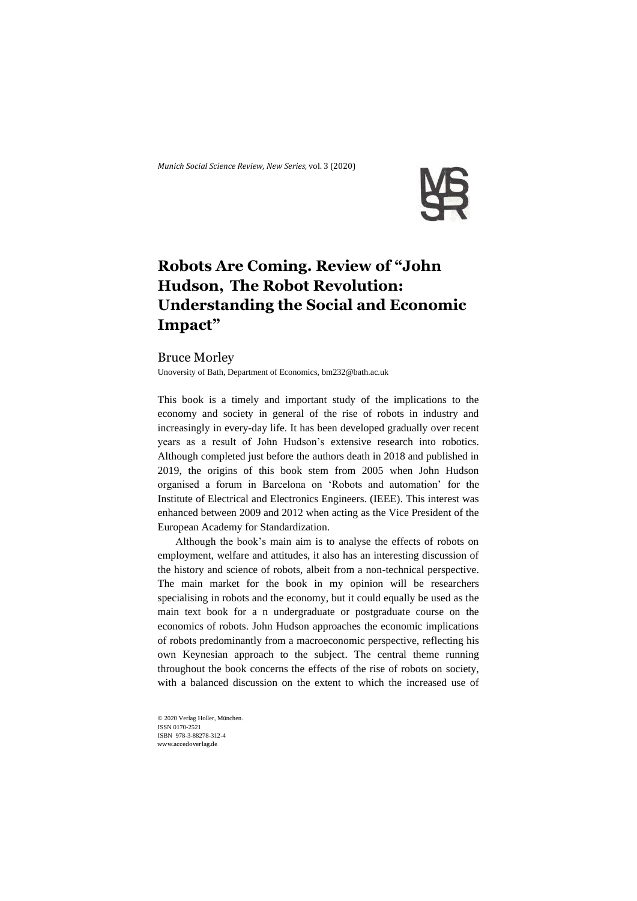# Robots Are Coming. Review of "John Hudson, The Robot Revolution: Understanding the Social and Economic Impact"

Bruce Morley

Unoversity of Bath, Department of Economics, bm232@bath.ac.uk

This book is a timely and important study of the implications to the economy and society in general of the rise of robots in industry and increasingly in every-day life. It has been developed gradually over recent years as a result of John Hudson's extensive research into robotics. Although completed just before the authors death in 2018 and published in 2019, the origins of this book stem from 2005 when John Hudson organised a forum in Barcelona on 'Robots and automation' for the Institute of Electrical and Electronics Engineers. (IEEE). This interest was enhanced between 2009 and 2012 when acting as the Vice President of the European Academy for Standardization.

Although the book's main aim is to analyse the effects of robots on employment, welfare and attitudes, it also has an interesting discussion of the history and science of robots, albeit from a non-technical perspective. The main market for the book in my opinion will be researchers specialising in robots and the economy, but it could equally be used as the main text book for a n undergraduate or postgraduate course on the economics of robots. John Hudson approaches the economic implications of robots predominantly from a macroeconomic perspective, reflecting his own Keynesian approach to the subject. The central theme running throughout the book concerns the effects of the rise of robots on society, with a balanced discussion on the extent to which the increased use of

© 2020 Verlag Holler, München.
ISSN 0170-2521
ISBN 978-3-88278-312-4
www.accedoverlag.de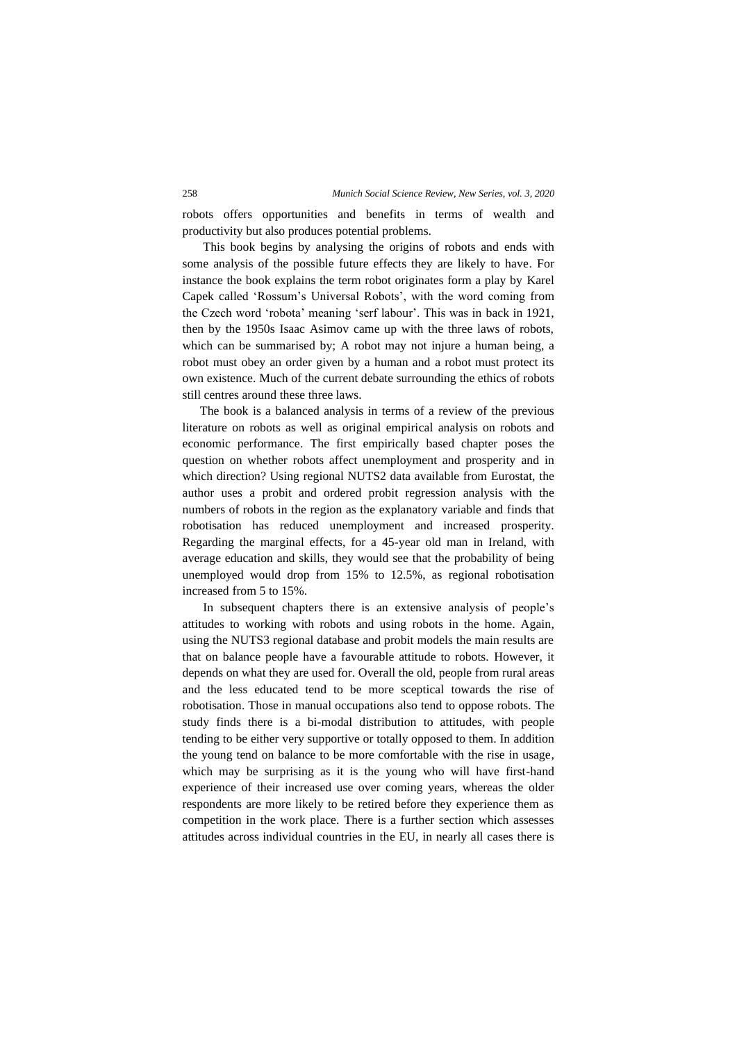robots offers opportunities and benefits in terms of wealth and productivity but also produces potential problems.

This book begins by analysing the origins of robots and ends with some analysis of the possible future effects they are likely to have. For instance the book explains the term robot originates form a play by Karel Capek called 'Rossum's Universal Robots', with the word coming from the Czech word 'robota' meaning 'serf labour'. This was in back in 1921, then by the 1950s Isaac Asimov came up with the three laws of robots, which can be summarised by; A robot may not injure a human being, a robot must obey an order given by a human and a robot must protect its own existence. Much of the current debate surrounding the ethics of robots still centres around these three laws.

The book is a balanced analysis in terms of a review of the previous literature on robots as well as original empirical analysis on robots and economic performance. The first empirically based chapter poses the question on whether robots affect unemployment and prosperity and in which direction? Using regional NUTS2 data available from Eurostat, the author uses a probit and ordered probit regression analysis with the numbers of robots in the region as the explanatory variable and finds that robotisation has reduced unemployment and increased prosperity. Regarding the marginal effects, for a 45-year old man in Ireland, with average education and skills, they would see that the probability of being unemployed would drop from 15% to 12.5%, as regional robotisation increased from 5 to 15%.

In subsequent chapters there is an extensive analysis of people's attitudes to working with robots and using robots in the home. Again, using the NUTS3 regional database and probit models the main results are that on balance people have a favourable attitude to robots. However, it depends on what they are used for. Overall the old, people from rural areas and the less educated tend to be more sceptical towards the rise of robotisation. Those in manual occupations also tend to oppose robots. The study finds there is a bi-modal distribution to attitudes, with people tending to be either very supportive or totally opposed to them. In addition the young tend on balance to be more comfortable with the rise in usage, which may be surprising as it is the young who will have first-hand experience of their increased use over coming years, whereas the older respondents are more likely to be retired before they experience them as competition in the work place. There is a further section which assesses attitudes across individual countries in the EU, in nearly all cases there is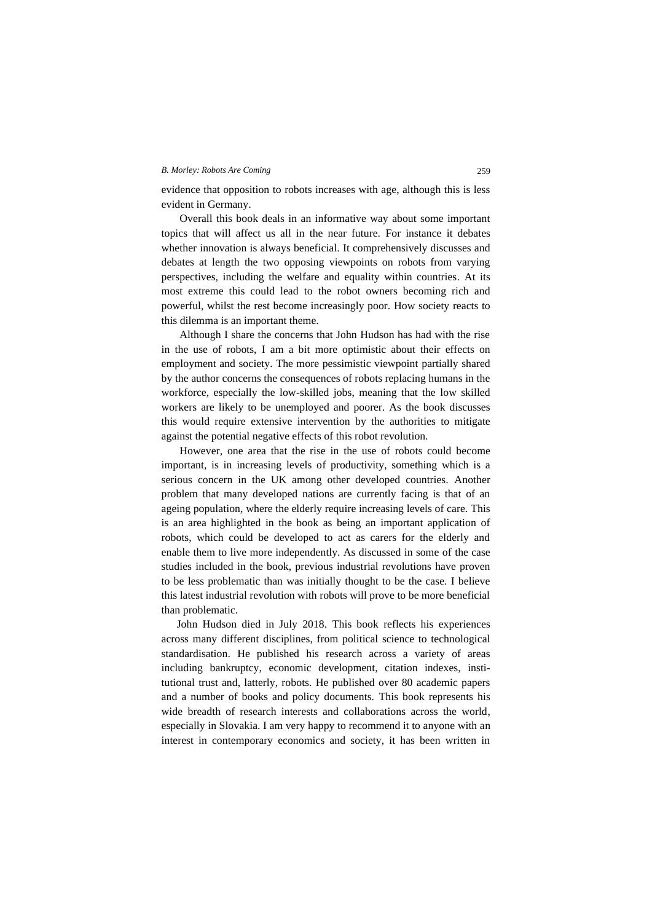evidence that opposition to robots increases with age, although this is less evident in Germany.

Overall this book deals in an informative way about some important topics that will affect us all in the near future. For instance it debates whether innovation is always beneficial. It comprehensively discusses and debates at length the two opposing viewpoints on robots from varying perspectives, including the welfare and equality within countries. At its most extreme this could lead to the robot owners becoming rich and powerful, whilst the rest become increasingly poor. How society reacts to this dilemma is an important theme.

Although I share the concerns that John Hudson has had with the rise in the use of robots, I am a bit more optimistic about their effects on employment and society. The more pessimistic viewpoint partially shared by the author concerns the consequences of robots replacing humans in the workforce, especially the low-skilled jobs, meaning that the low skilled workers are likely to be unemployed and poorer. As the book discusses this would require extensive intervention by the authorities to mitigate against the potential negative effects of this robot revolution.

However, one area that the rise in the use of robots could become important, is in increasing levels of productivity, something which is a serious concern in the UK among other developed countries. Another problem that many developed nations are currently facing is that of an ageing population, where the elderly require increasing levels of care. This is an area highlighted in the book as being an important application of robots, which could be developed to act as carers for the elderly and enable them to live more independently. As discussed in some of the case studies included in the book, previous industrial revolutions have proven to be less problematic than was initially thought to be the case. I believe this latest industrial revolution with robots will prove to be more beneficial than problematic.

John Hudson died in July 2018. This book reflects his experiences across many different disciplines, from political science to technological standardisation. He published his research across a variety of areas including bankruptcy, economic development, citation indexes, institutional trust and, latterly, robots. He published over 80 academic papers and a number of books and policy documents. This book represents his wide breadth of research interests and collaborations across the world, especially in Slovakia. I am very happy to recommend it to anyone with an interest in contemporary economics and society, it has been written in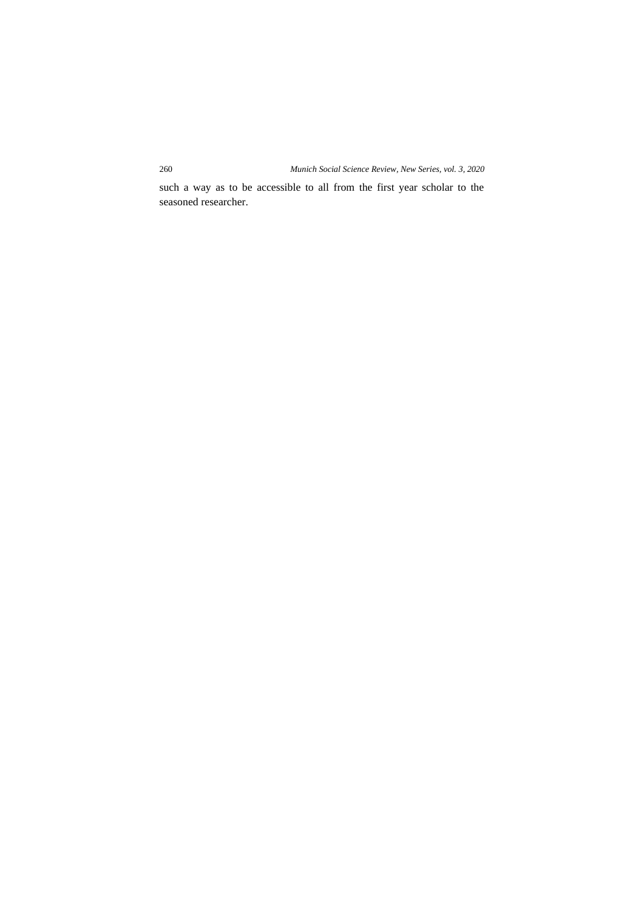such a way as to be accessible to all from the first year scholar to the seasoned researcher.